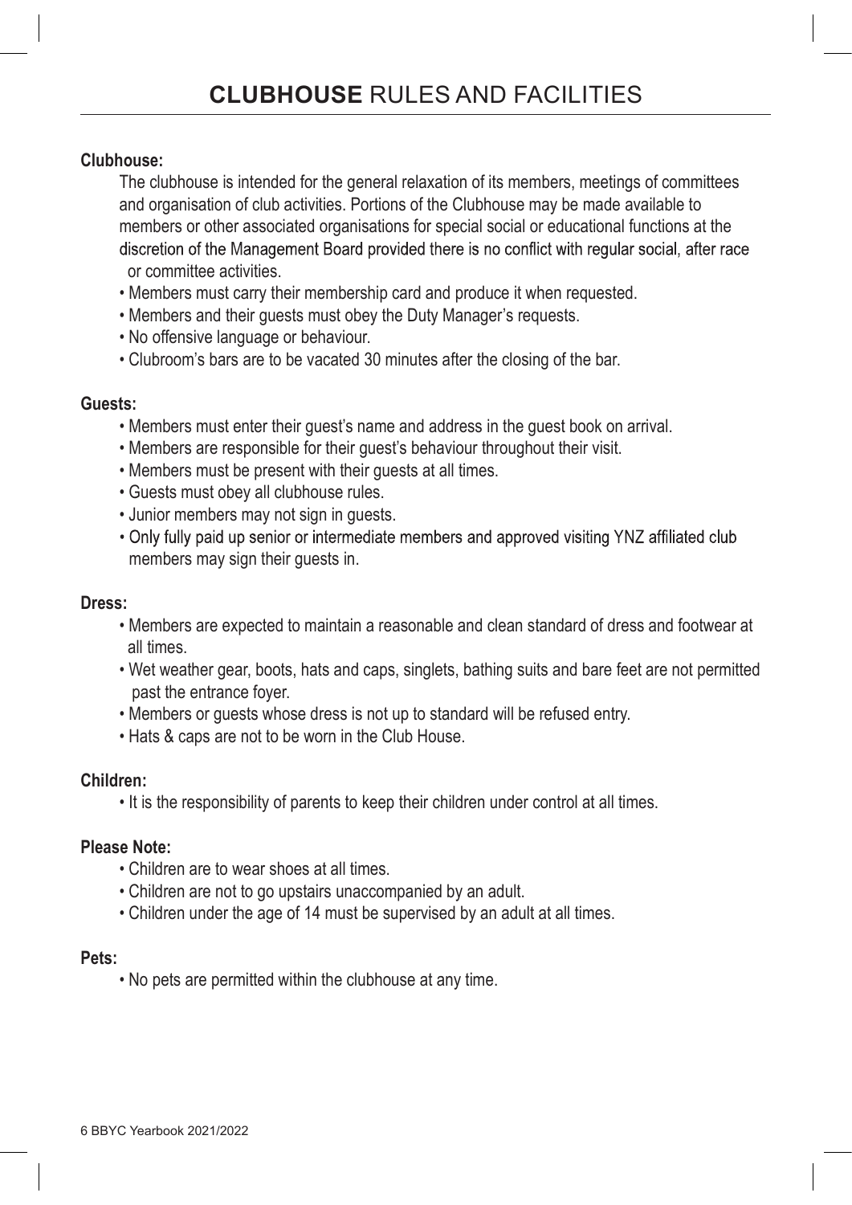# **CLUBHOUSE** RULES AND FACILITIES

**Clubhouse:**

The clubhouse is intended for the general relaxation of its members, meetings of committees and organisation of club activities. Portions of the Clubhouse may be made available to members or other associated organisations for special social or educational functions at the discretion of the Management Board provided there is no conflict with regular social, after race or committee activities.

- Members must carry their membership card and produce it when requested.
- Members and their guests must obey the Duty Manager's requests.
- No offensive language or behaviour.
- Clubroom's bars are to be vacated 30 minutes after the closing of the bar.

**Guests:**

- Members must enter their guest's name and address in the guest book on arrival.
- Members are responsible for their guest's behaviour throughout their visit.
- Members must be present with their guests at all times.
- Guests must obey all clubhouse rules.
- Junior members may not sign in guests.
- Only fully paid up senior or intermediate members and approved visiting YNZ affiliated club members may sign their guests in.

**Dress:**

- Members are expected to maintain a reasonable and clean standard of dress and footwear at all times.
- Wet weather gear, boots, hats and caps, singlets, bathing suits and bare feet are not permitted past the entrance foyer.
- Members or guests whose dress is not up to standard will be refused entry.
- Hats & caps are not to be worn in the Club House.

**Children:**

- It is the responsibility of parents to keep their children under control at all times.

**Please Note:**

- Children are to wear shoes at all times.
- Children are not to go upstairs unaccompanied by an adult.
- Children under the age of 14 must be supervised by an adult at all times.

**Pets:**

- No pets are permitted within the clubhouse at any time.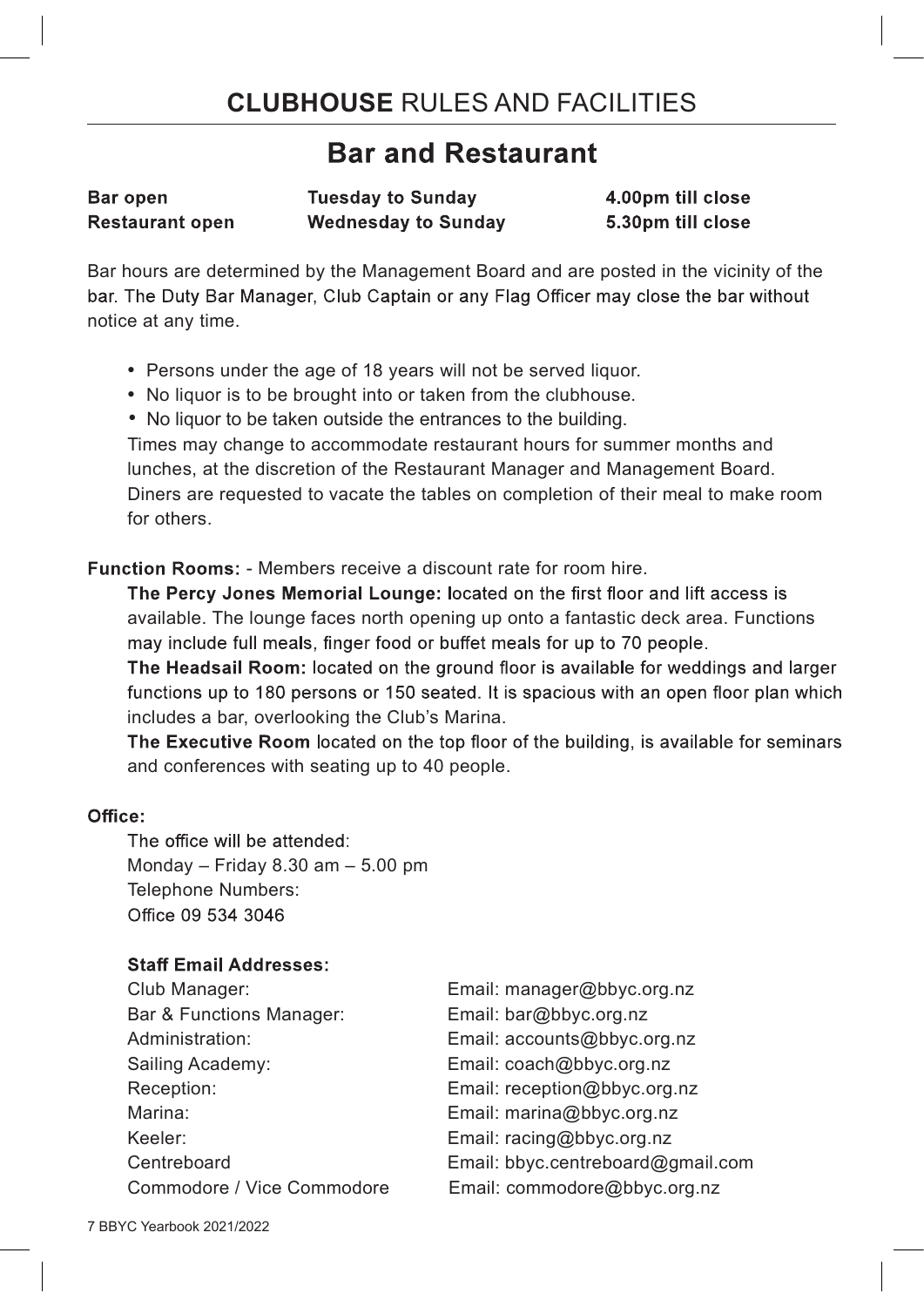## **CLUBHOUSE** RULES AND FACILITIES

# Bar and Restaurant

| | | |
|---|---|---|
| **Bar open** | **Tuesday to Sunday** | **4.00pm till close** |
| **Restaurant open** | **Wednesday to Sunday** | **5.30pm till close** |

Bar hours are determined by the Management Board and are posted in the vicinity of the bar. The Duty Bar Manager, Club Captain or any Flag Officer may close the bar without notice at any time.

- Persons under the age of 18 years will not be served liquor.
- No liquor is to be brought into or taken from the clubhouse.
- No liquor to be taken outside the entrances to the building.

Times may change to accommodate restaurant hours for summer months and lunches, at the discretion of the Restaurant Manager and Management Board. Diners are requested to vacate the tables on completion of their meal to make room for others.

**Function Rooms:** - Members receive a discount rate for room hire.

**The Percy Jones Memorial Lounge:** located on the first floor and lift access is available. The lounge faces north opening up onto a fantastic deck area. Functions may include full meals, finger food or buffet meals for up to 70 people.

**The Headsail Room:** located on the ground floor is available for weddings and larger functions up to 180 persons or 150 seated. It is spacious with an open floor plan which includes a bar, overlooking the Club's Marina.

**The Executive Room** located on the top floor of the building, is available for seminars and conferences with seating up to 40 people.

**Office:**

The office will be attended:
Monday – Friday 8.30 am – 5.00 pm
Telephone Numbers:
Office 09 534 3046

**Staff Email Addresses:**

| | |
|---|---|
| Club Manager: | Email: manager@bbyc.org.nz |
| Bar & Functions Manager: | Email: bar@bbyc.org.nz |
| Administration: | Email: accounts@bbyc.org.nz |
| Sailing Academy: | Email: coach@bbyc.org.nz |
| Reception: | Email: reception@bbyc.org.nz |
| Marina: | Email: marina@bbyc.org.nz |
| Keeler: | Email: racing@bbyc.org.nz |
| Centreboard | Email: bbyc.centreboard@gmail.com |
| Commodore / Vice Commodore | Email: commodore@bbyc.org.nz |